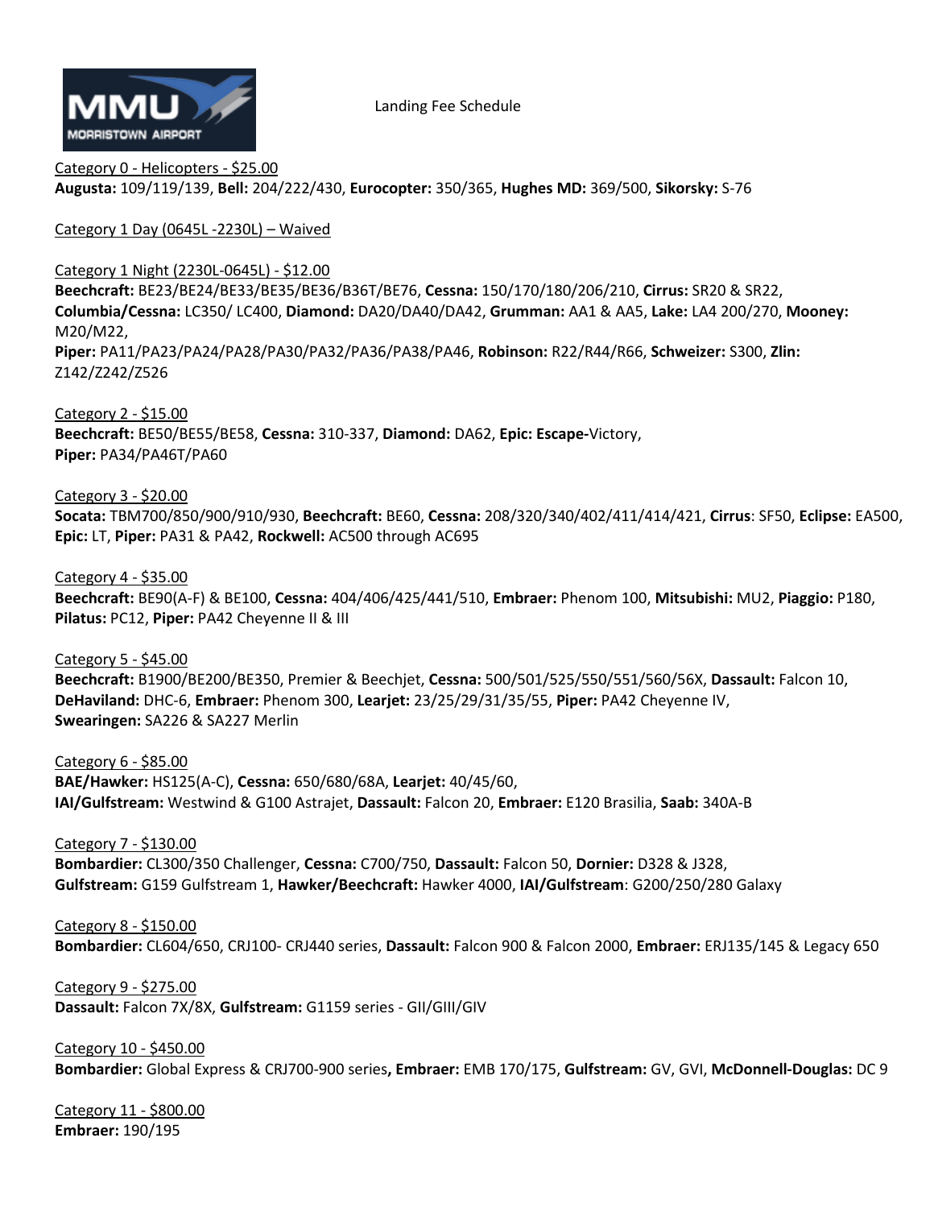MMU MORRISTOWN AIRPORT

# Landing Fee Schedule

Category 0 - Helicopters - $25.00
**Augusta:** 109/119/139, **Bell:** 204/222/430, **Eurocopter:** 350/365, **Hughes MD:** 369/500, **Sikorsky:** S-76

Category 1 Day (0645L -2230L) – Waived

Category 1 Night (2230L-0645L) - $12.00
**Beechcraft:** BE23/BE24/BE33/BE35/BE36/B36T/BE76, **Cessna:** 150/170/180/206/210, **Cirrus:** SR20 & SR22, **Columbia/Cessna:** LC350/ LC400, **Diamond:** DA20/DA40/DA42, **Grumman:** AA1 & AA5, **Lake:** LA4 200/270, **Mooney:** M20/M22,
**Piper:** PA11/PA23/PA24/PA28/PA30/PA32/PA36/PA38/PA46, **Robinson:** R22/R44/R66, **Schweizer:** S300, **Zlin:** Z142/Z242/Z526

Category 2 - $15.00
**Beechcraft:** BE50/BE55/BE58, **Cessna:** 310-337, **Diamond:** DA62, **Epic: Escape-**Victory,
**Piper:** PA34/PA46T/PA60

Category 3 - $20.00
**Socata:** TBM700/850/900/910/930, **Beechcraft:** BE60, **Cessna:** 208/320/340/402/411/414/421, **Cirrus**: SF50, **Eclipse:** EA500, **Epic:** LT, **Piper:** PA31 & PA42, **Rockwell:** AC500 through AC695

Category 4 - $35.00
**Beechcraft:** BE90(A-F) & BE100, **Cessna:** 404/406/425/441/510, **Embraer:** Phenom 100, **Mitsubishi:** MU2, **Piaggio:** P180, **Pilatus:** PC12, **Piper:** PA42 Cheyenne II & III

Category 5 - $45.00
**Beechcraft:** B1900/BE200/BE350, Premier & Beechjet, **Cessna:** 500/501/525/550/551/560/56X, **Dassault:** Falcon 10, **DeHaviland:** DHC-6, **Embraer:** Phenom 300, **Learjet:** 23/25/29/31/35/55, **Piper:** PA42 Cheyenne IV, **Swearingen:** SA226 & SA227 Merlin

Category 6 - $85.00
**BAE/Hawker:** HS125(A-C), **Cessna:** 650/680/68A, **Learjet:** 40/45/60,
**IAI/Gulfstream:** Westwind & G100 Astrajet, **Dassault:** Falcon 20, **Embraer:** E120 Brasilia, **Saab:** 340A-B

Category 7 - $130.00
**Bombardier:** CL300/350 Challenger, **Cessna:** C700/750, **Dassault:** Falcon 50, **Dornier:** D328 & J328,
**Gulfstream:** G159 Gulfstream 1, **Hawker/Beechcraft:** Hawker 4000, **IAI/Gulfstream**: G200/250/280 Galaxy

Category 8 - $150.00
**Bombardier:** CL604/650, CRJ100- CRJ440 series, **Dassault:** Falcon 900 & Falcon 2000, **Embraer:** ERJ135/145 & Legacy 650

Category 9 - $275.00
**Dassault:** Falcon 7X/8X, **Gulfstream:** G1159 series - GII/GIII/GIV

Category 10 - $450.00
**Bombardier:** Global Express & CRJ700-900 series**, Embraer:** EMB 170/175, **Gulfstream:** GV, GVI, **McDonnell-Douglas:** DC 9

Category 11 - $800.00
**Embraer:** 190/195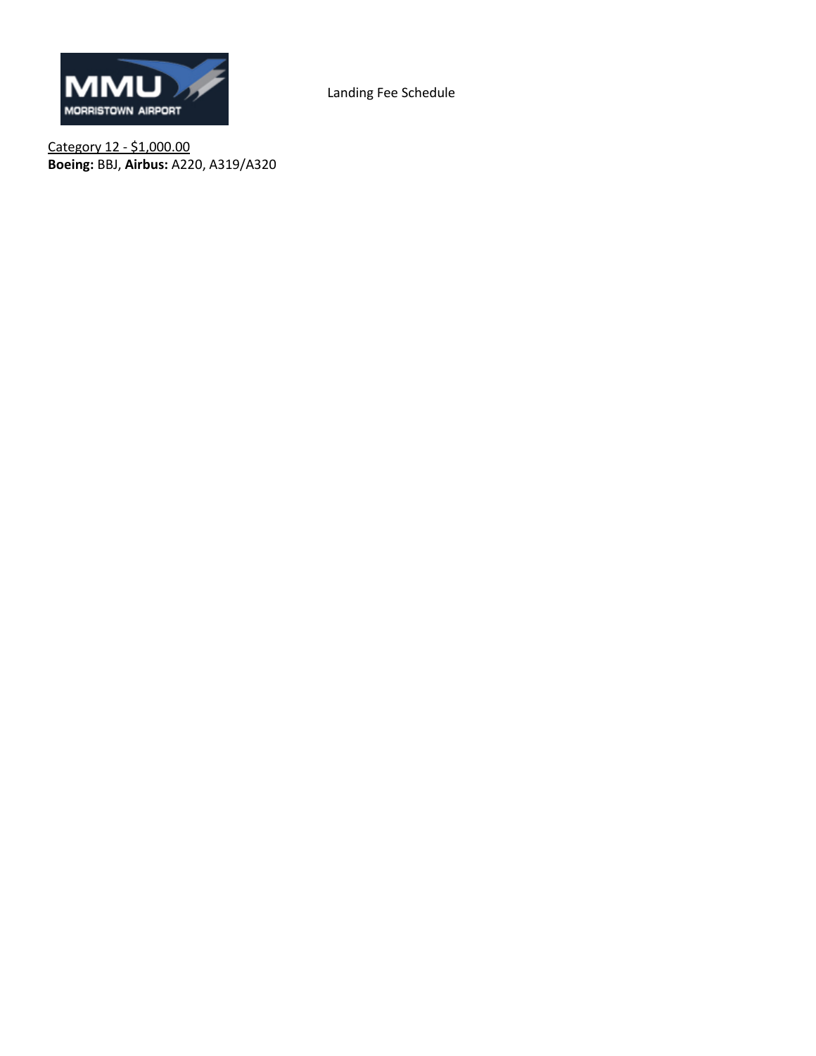Landing Fee Schedule

Category 12 - $1,000.00
**Boeing:** BBJ, **Airbus:** A220, A319/A320